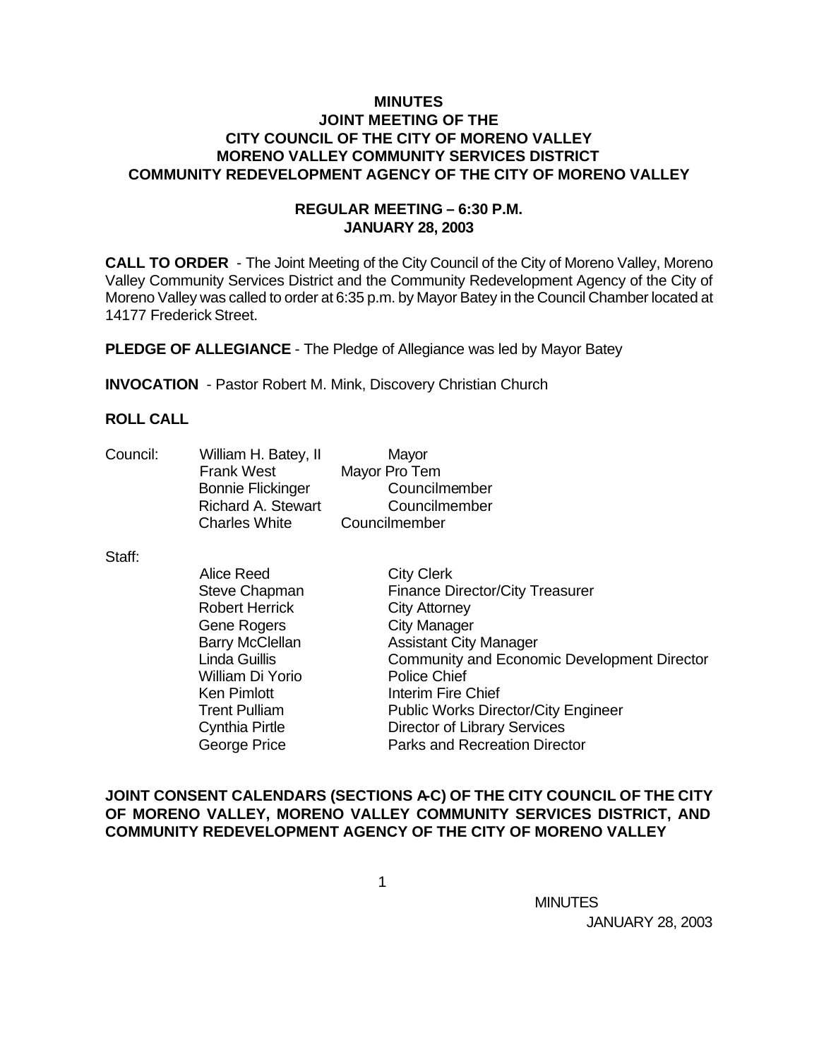# MINUTES
## JOINT MEETING OF THE
## CITY COUNCIL OF THE CITY OF MORENO VALLEY
## MORENO VALLEY COMMUNITY SERVICES DISTRICT
## COMMUNITY REDEVELOPMENT AGENCY OF THE CITY OF MORENO VALLEY

### REGULAR MEETING – 6:30 P.M.
### JANUARY 28, 2003

**CALL TO ORDER** - The Joint Meeting of the City Council of the City of Moreno Valley, Moreno Valley Community Services District and the Community Redevelopment Agency of the City of Moreno Valley was called to order at 6:35 p.m. by Mayor Batey in the Council Chamber located at 14177 Frederick Street.

**PLEDGE OF ALLEGIANCE** - The Pledge of Allegiance was led by Mayor Batey

**INVOCATION** - Pastor Robert M. Mink, Discovery Christian Church

**ROLL CALL**

Council:

| | |
|---|---|
| William H. Batey, II | Mayor |
| Frank West | Mayor Pro Tem |
| Bonnie Flickinger | Councilmember |
| Richard A. Stewart | Councilmember |
| Charles White | Councilmember |

Staff:

| | |
|---|---|
| Alice Reed | City Clerk |
| Steve Chapman | Finance Director/City Treasurer |
| Robert Herrick | City Attorney |
| Gene Rogers | City Manager |
| Barry McClellan | Assistant City Manager |
| Linda Guillis | Community and Economic Development Director |
| William Di Yorio | Police Chief |
| Ken Pimlott | Interim Fire Chief |
| Trent Pulliam | Public Works Director/City Engineer |
| Cynthia Pirtle | Director of Library Services |
| George Price | Parks and Recreation Director |

**JOINT CONSENT CALENDARS (SECTIONS A-C) OF THE CITY COUNCIL OF THE CITY OF MORENO VALLEY, MORENO VALLEY COMMUNITY SERVICES DISTRICT, AND COMMUNITY REDEVELOPMENT AGENCY OF THE CITY OF MORENO VALLEY**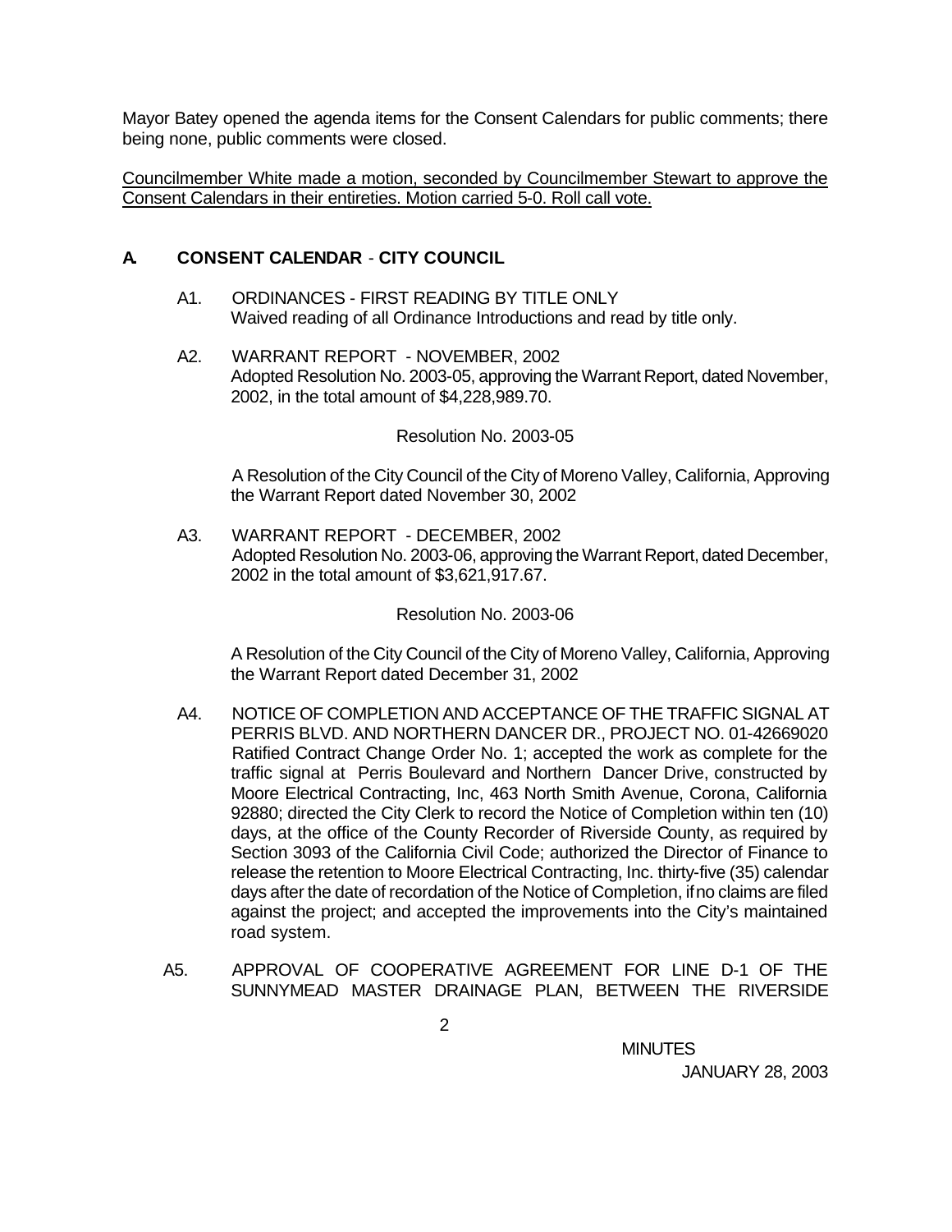Mayor Batey opened the agenda items for the Consent Calendars for public comments; there being none, public comments were closed.

Councilmember White made a motion, seconded by Councilmember Stewart to approve the Consent Calendars in their entireties. Motion carried 5-0. Roll call vote.

## A. CONSENT CALENDAR - CITY COUNCIL

A1. ORDINANCES - FIRST READING BY TITLE ONLY
Waived reading of all Ordinance Introductions and read by title only.

A2. WARRANT REPORT - NOVEMBER, 2002
Adopted Resolution No. 2003-05, approving the Warrant Report, dated November, 2002, in the total amount of $4,228,989.70.

Resolution No. 2003-05

A Resolution of the City Council of the City of Moreno Valley, California, Approving the Warrant Report dated November 30, 2002

A3. WARRANT REPORT - DECEMBER, 2002
Adopted Resolution No. 2003-06, approving the Warrant Report, dated December, 2002 in the total amount of $3,621,917.67.

Resolution No. 2003-06

A Resolution of the City Council of the City of Moreno Valley, California, Approving the Warrant Report dated December 31, 2002

A4. NOTICE OF COMPLETION AND ACCEPTANCE OF THE TRAFFIC SIGNAL AT PERRIS BLVD. AND NORTHERN DANCER DR., PROJECT NO. 01-42669020
Ratified Contract Change Order No. 1; accepted the work as complete for the traffic signal at Perris Boulevard and Northern Dancer Drive, constructed by Moore Electrical Contracting, Inc, 463 North Smith Avenue, Corona, California 92880; directed the City Clerk to record the Notice of Completion within ten (10) days, at the office of the County Recorder of Riverside County, as required by Section 3093 of the California Civil Code; authorized the Director of Finance to release the retention to Moore Electrical Contracting, Inc. thirty-five (35) calendar days after the date of recordation of the Notice of Completion, if no claims are filed against the project; and accepted the improvements into the City's maintained road system.

A5. APPROVAL OF COOPERATIVE AGREEMENT FOR LINE D-1 OF THE SUNNYMEAD MASTER DRAINAGE PLAN, BETWEEN THE RIVERSIDE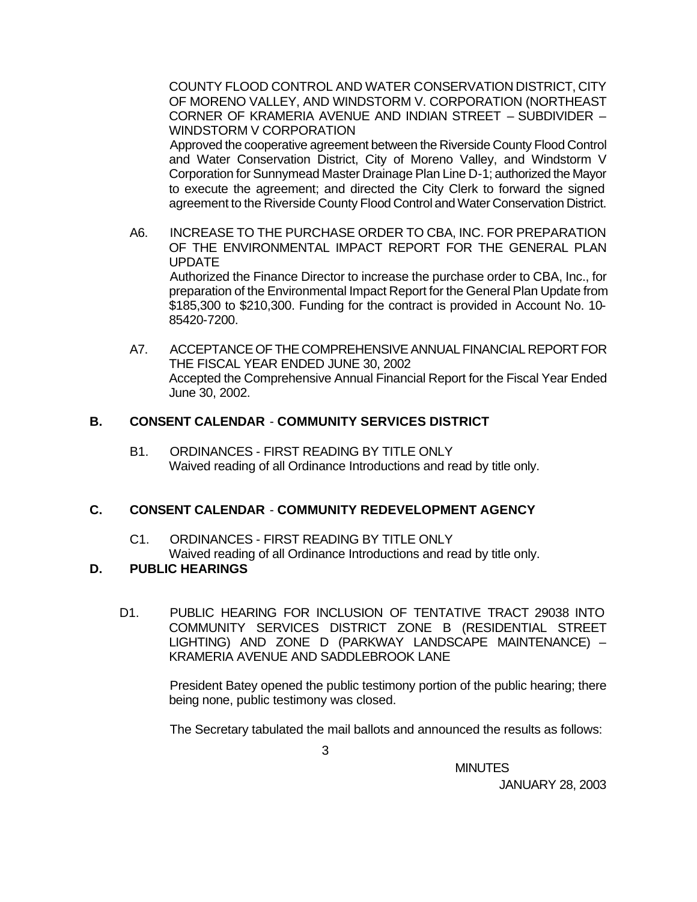COUNTY FLOOD CONTROL AND WATER CONSERVATION DISTRICT, CITY OF MORENO VALLEY, AND WINDSTORM V. CORPORATION (NORTHEAST CORNER OF KRAMERIA AVENUE AND INDIAN STREET – SUBDIVIDER – WINDSTORM V CORPORATION

Approved the cooperative agreement between the Riverside County Flood Control and Water Conservation District, City of Moreno Valley, and Windstorm V Corporation for Sunnymead Master Drainage Plan Line D-1; authorized the Mayor to execute the agreement; and directed the City Clerk to forward the signed agreement to the Riverside County Flood Control and Water Conservation District.

A6. INCREASE TO THE PURCHASE ORDER TO CBA, INC. FOR PREPARATION OF THE ENVIRONMENTAL IMPACT REPORT FOR THE GENERAL PLAN UPDATE

Authorized the Finance Director to increase the purchase order to CBA, Inc., for preparation of the Environmental Impact Report for the General Plan Update from $185,300 to $210,300. Funding for the contract is provided in Account No. 10-85420-7200.

A7. ACCEPTANCE OF THE COMPREHENSIVE ANNUAL FINANCIAL REPORT FOR THE FISCAL YEAR ENDED JUNE 30, 2002

Accepted the Comprehensive Annual Financial Report for the Fiscal Year Ended June 30, 2002.

## B. CONSENT CALENDAR - COMMUNITY SERVICES DISTRICT

B1. ORDINANCES - FIRST READING BY TITLE ONLY

Waived reading of all Ordinance Introductions and read by title only.

## C. CONSENT CALENDAR - COMMUNITY REDEVELOPMENT AGENCY

C1. ORDINANCES - FIRST READING BY TITLE ONLY

Waived reading of all Ordinance Introductions and read by title only.

## D. PUBLIC HEARINGS

D1. PUBLIC HEARING FOR INCLUSION OF TENTATIVE TRACT 29038 INTO COMMUNITY SERVICES DISTRICT ZONE B (RESIDENTIAL STREET LIGHTING) AND ZONE D (PARKWAY LANDSCAPE MAINTENANCE) – KRAMERIA AVENUE AND SADDLEBROOK LANE

President Batey opened the public testimony portion of the public hearing; there being none, public testimony was closed.

The Secretary tabulated the mail ballots and announced the results as follows: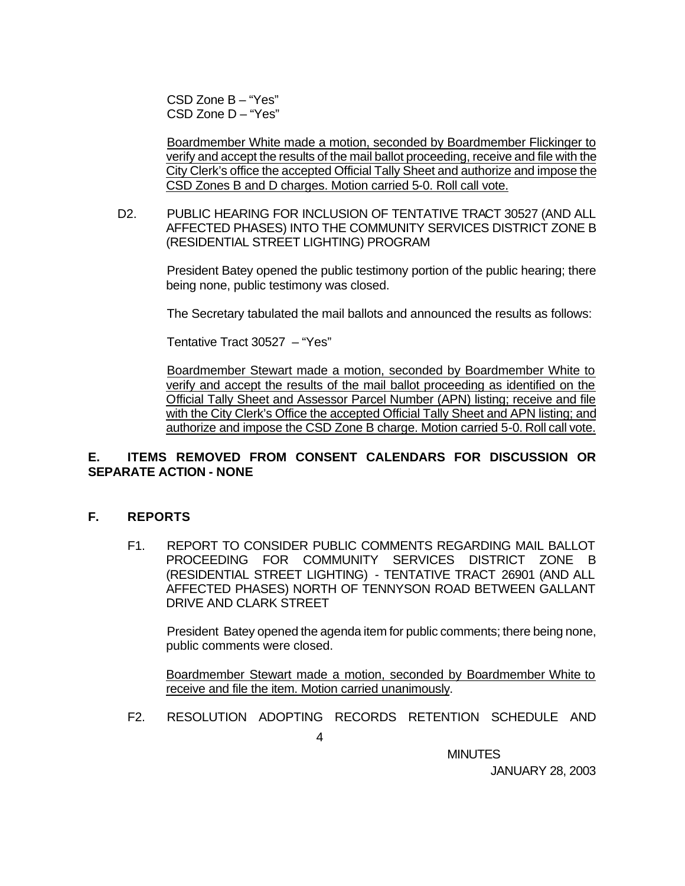CSD Zone B – "Yes"
CSD Zone D – "Yes"

<u>Boardmember White made a motion, seconded by Boardmember Flickinger to verify and accept the results of the mail ballot proceeding, receive and file with the City Clerk's office the accepted Official Tally Sheet and authorize and impose the CSD Zones B and D charges. Motion carried 5-0. Roll call vote.</u>

D2. PUBLIC HEARING FOR INCLUSION OF TENTATIVE TRACT 30527 (AND ALL AFFECTED PHASES) INTO THE COMMUNITY SERVICES DISTRICT ZONE B (RESIDENTIAL STREET LIGHTING) PROGRAM

President Batey opened the public testimony portion of the public hearing; there being none, public testimony was closed.

The Secretary tabulated the mail ballots and announced the results as follows:

Tentative Tract 30527 – "Yes"

<u>Boardmember Stewart made a motion, seconded by Boardmember White to verify and accept the results of the mail ballot proceeding as identified on the Official Tally Sheet and Assessor Parcel Number (APN) listing; receive and file with the City Clerk's Office the accepted Official Tally Sheet and APN listing; and authorize and impose the CSD Zone B charge. Motion carried 5-0. Roll call vote.</u>

**E. ITEMS REMOVED FROM CONSENT CALENDARS FOR DISCUSSION OR SEPARATE ACTION - NONE**

**F. REPORTS**

F1. REPORT TO CONSIDER PUBLIC COMMENTS REGARDING MAIL BALLOT PROCEEDING FOR COMMUNITY SERVICES DISTRICT ZONE B (RESIDENTIAL STREET LIGHTING) - TENTATIVE TRACT 26901 (AND ALL AFFECTED PHASES) NORTH OF TENNYSON ROAD BETWEEN GALLANT DRIVE AND CLARK STREET

President Batey opened the agenda item for public comments; there being none, public comments were closed.

<u>Boardmember Stewart made a motion, seconded by Boardmember White to receive and file the item. Motion carried unanimously</u>.

F2. RESOLUTION ADOPTING RECORDS RETENTION SCHEDULE AND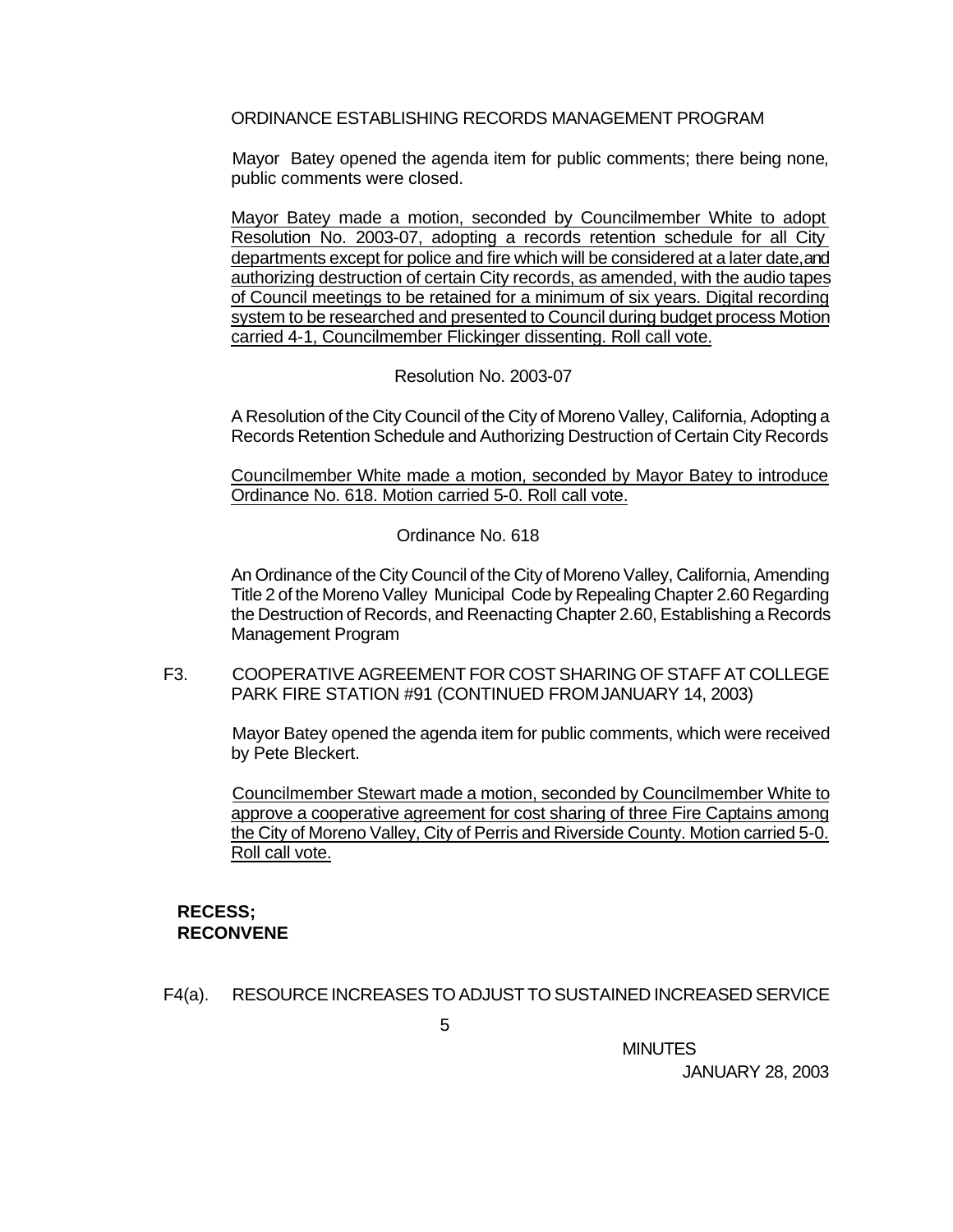ORDINANCE ESTABLISHING RECORDS MANAGEMENT PROGRAM

Mayor Batey opened the agenda item for public comments; there being none, public comments were closed.

Mayor Batey made a motion, seconded by Councilmember White to adopt Resolution No. 2003-07, adopting a records retention schedule for all City departments except for police and fire which will be considered at a later date, and authorizing destruction of certain City records, as amended, with the audio tapes of Council meetings to be retained for a minimum of six years. Digital recording system to be researched and presented to Council during budget process Motion carried 4-1, Councilmember Flickinger dissenting. Roll call vote.

Resolution No. 2003-07

A Resolution of the City Council of the City of Moreno Valley, California, Adopting a Records Retention Schedule and Authorizing Destruction of Certain City Records

Councilmember White made a motion, seconded by Mayor Batey to introduce Ordinance No. 618. Motion carried 5-0. Roll call vote.

Ordinance No. 618

An Ordinance of the City Council of the City of Moreno Valley, California, Amending Title 2 of the Moreno Valley Municipal Code by Repealing Chapter 2.60 Regarding the Destruction of Records, and Reenacting Chapter 2.60, Establishing a Records Management Program

F3. COOPERATIVE AGREEMENT FOR COST SHARING OF STAFF AT COLLEGE PARK FIRE STATION #91 (CONTINUED FROM JANUARY 14, 2003)

Mayor Batey opened the agenda item for public comments, which were received by Pete Bleckert.

Councilmember Stewart made a motion, seconded by Councilmember White to approve a cooperative agreement for cost sharing of three Fire Captains among the City of Moreno Valley, City of Perris and Riverside County. Motion carried 5-0. Roll call vote.

**RECESS;**
**RECONVENE**

F4(a). RESOURCE INCREASES TO ADJUST TO SUSTAINED INCREASED SERVICE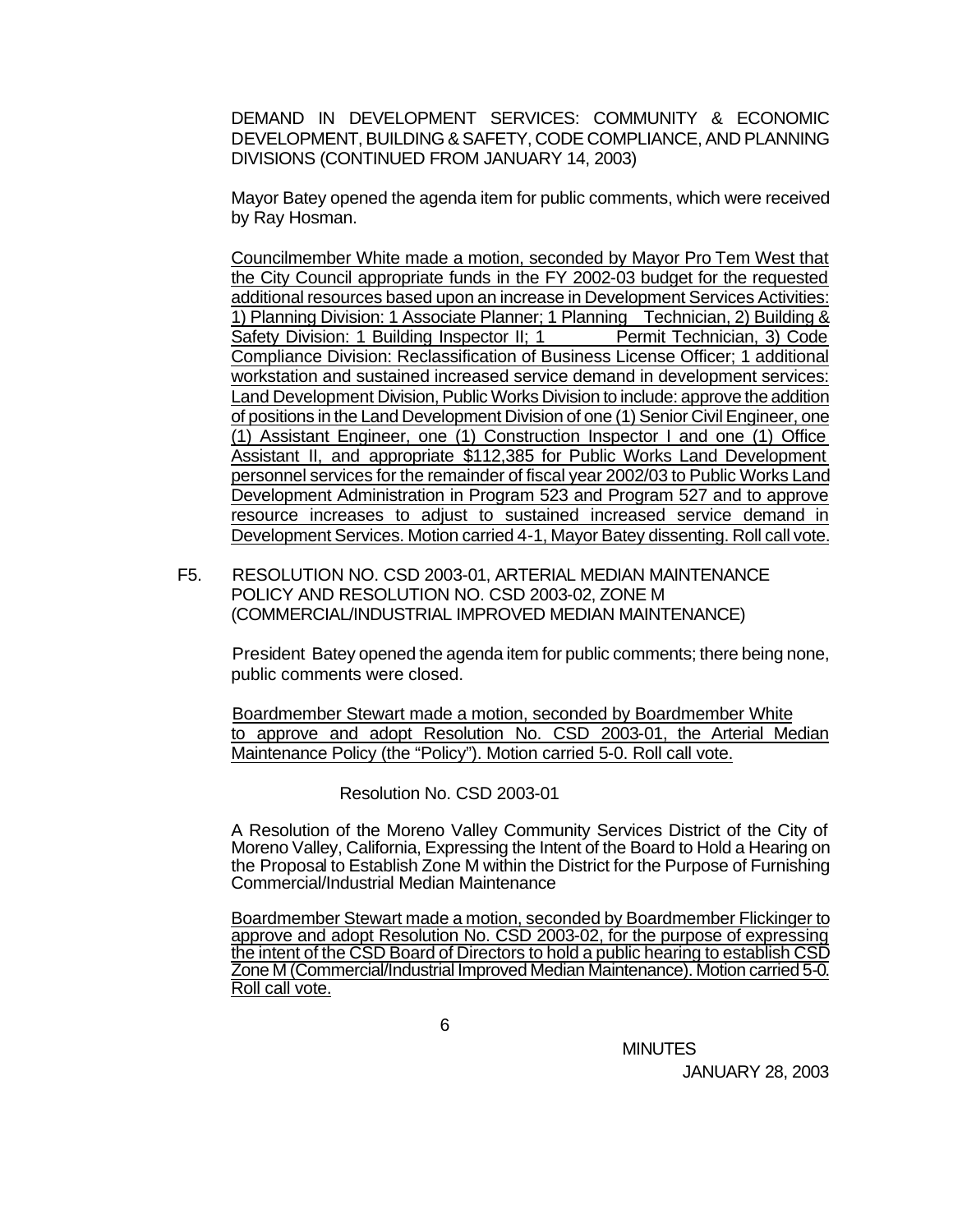DEMAND IN DEVELOPMENT SERVICES: COMMUNITY & ECONOMIC DEVELOPMENT, BUILDING & SAFETY, CODE COMPLIANCE, AND PLANNING DIVISIONS (CONTINUED FROM JANUARY 14, 2003)

Mayor Batey opened the agenda item for public comments, which were received by Ray Hosman.

Councilmember White made a motion, seconded by Mayor Pro Tem West that the City Council appropriate funds in the FY 2002-03 budget for the requested additional resources based upon an increase in Development Services Activities: 1) Planning Division: 1 Associate Planner; 1 Planning Technician, 2) Building & Safety Division: 1 Building Inspector II; 1 Permit Technician, 3) Code Compliance Division: Reclassification of Business License Officer; 1 additional workstation and sustained increased service demand in development services: Land Development Division, Public Works Division to include: approve the addition of positions in the Land Development Division of one (1) Senior Civil Engineer, one (1) Assistant Engineer, one (1) Construction Inspector I and one (1) Office Assistant II, and appropriate $112,385 for Public Works Land Development personnel services for the remainder of fiscal year 2002/03 to Public Works Land Development Administration in Program 523 and Program 527 and to approve resource increases to adjust to sustained increased service demand in Development Services. Motion carried 4-1, Mayor Batey dissenting. Roll call vote.

F5. RESOLUTION NO. CSD 2003-01, ARTERIAL MEDIAN MAINTENANCE POLICY AND RESOLUTION NO. CSD 2003-02, ZONE M (COMMERCIAL/INDUSTRIAL IMPROVED MEDIAN MAINTENANCE)

President Batey opened the agenda item for public comments; there being none, public comments were closed.

Boardmember Stewart made a motion, seconded by Boardmember White to approve and adopt Resolution No. CSD 2003-01, the Arterial Median Maintenance Policy (the "Policy"). Motion carried 5-0. Roll call vote.

Resolution No. CSD 2003-01

A Resolution of the Moreno Valley Community Services District of the City of Moreno Valley, California, Expressing the Intent of the Board to Hold a Hearing on the Proposal to Establish Zone M within the District for the Purpose of Furnishing Commercial/Industrial Median Maintenance

Boardmember Stewart made a motion, seconded by Boardmember Flickinger to approve and adopt Resolution No. CSD 2003-02, for the purpose of expressing the intent of the CSD Board of Directors to hold a public hearing to establish CSD Zone M (Commercial/Industrial Improved Median Maintenance). Motion carried 5-0. Roll call vote.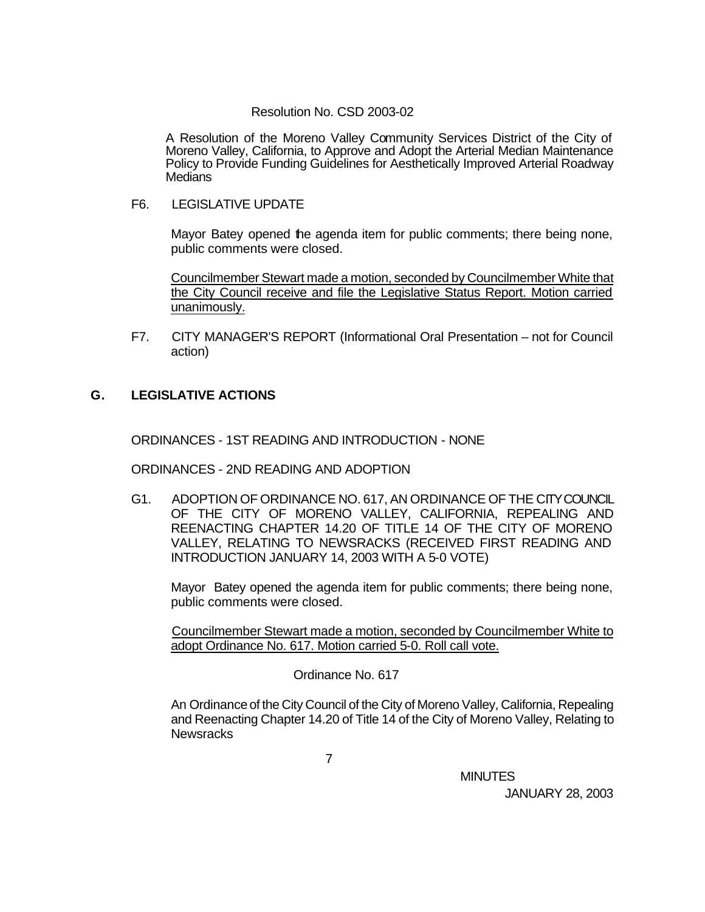Resolution No. CSD 2003-02

A Resolution of the Moreno Valley Community Services District of the City of Moreno Valley, California, to Approve and Adopt the Arterial Median Maintenance Policy to Provide Funding Guidelines for Aesthetically Improved Arterial Roadway Medians

F6. LEGISLATIVE UPDATE

Mayor Batey opened the agenda item for public comments; there being none, public comments were closed.

Councilmember Stewart made a motion, seconded by Councilmember White that the City Council receive and file the Legislative Status Report. Motion carried unanimously.

F7. CITY MANAGER'S REPORT (Informational Oral Presentation – not for Council action)

## G. LEGISLATIVE ACTIONS

ORDINANCES - 1ST READING AND INTRODUCTION - NONE

ORDINANCES - 2ND READING AND ADOPTION

G1. ADOPTION OF ORDINANCE NO. 617, AN ORDINANCE OF THE CITY COUNCIL OF THE CITY OF MORENO VALLEY, CALIFORNIA, REPEALING AND REENACTING CHAPTER 14.20 OF TITLE 14 OF THE CITY OF MORENO VALLEY, RELATING TO NEWSRACKS (RECEIVED FIRST READING AND INTRODUCTION JANUARY 14, 2003 WITH A 5-0 VOTE)

Mayor Batey opened the agenda item for public comments; there being none, public comments were closed.

Councilmember Stewart made a motion, seconded by Councilmember White to adopt Ordinance No. 617. Motion carried 5-0. Roll call vote.

Ordinance No. 617

An Ordinance of the City Council of the City of Moreno Valley, California, Repealing and Reenacting Chapter 14.20 of Title 14 of the City of Moreno Valley, Relating to Newsracks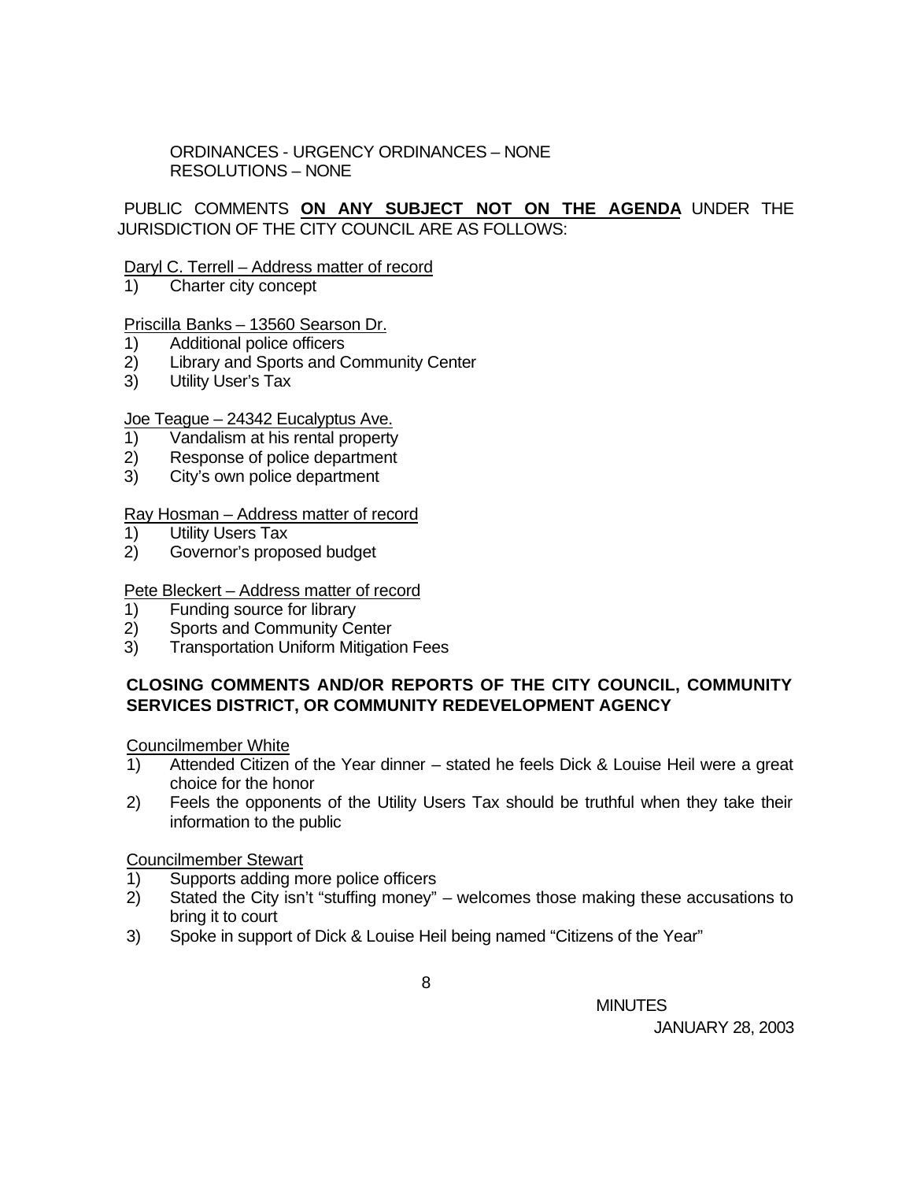ORDINANCES - URGENCY ORDINANCES – NONE
RESOLUTIONS – NONE

PUBLIC COMMENTS **ON ANY SUBJECT NOT ON THE AGENDA** UNDER THE JURISDICTION OF THE CITY COUNCIL ARE AS FOLLOWS:

Daryl C. Terrell – Address matter of record

1) Charter city concept

Priscilla Banks – 13560 Searson Dr.

1) Additional police officers
2) Library and Sports and Community Center
3) Utility User's Tax

Joe Teague – 24342 Eucalyptus Ave.

1) Vandalism at his rental property
2) Response of police department
3) City's own police department

Ray Hosman – Address matter of record

1) Utility Users Tax
2) Governor's proposed budget

Pete Bleckert – Address matter of record

1) Funding source for library
2) Sports and Community Center
3) Transportation Uniform Mitigation Fees

**CLOSING COMMENTS AND/OR REPORTS OF THE CITY COUNCIL, COMMUNITY SERVICES DISTRICT, OR COMMUNITY REDEVELOPMENT AGENCY**

Councilmember White

1) Attended Citizen of the Year dinner – stated he feels Dick & Louise Heil were a great choice for the honor
2) Feels the opponents of the Utility Users Tax should be truthful when they take their information to the public

Councilmember Stewart

1) Supports adding more police officers
2) Stated the City isn't "stuffing money" – welcomes those making these accusations to bring it to court
3) Spoke in support of Dick & Louise Heil being named "Citizens of the Year"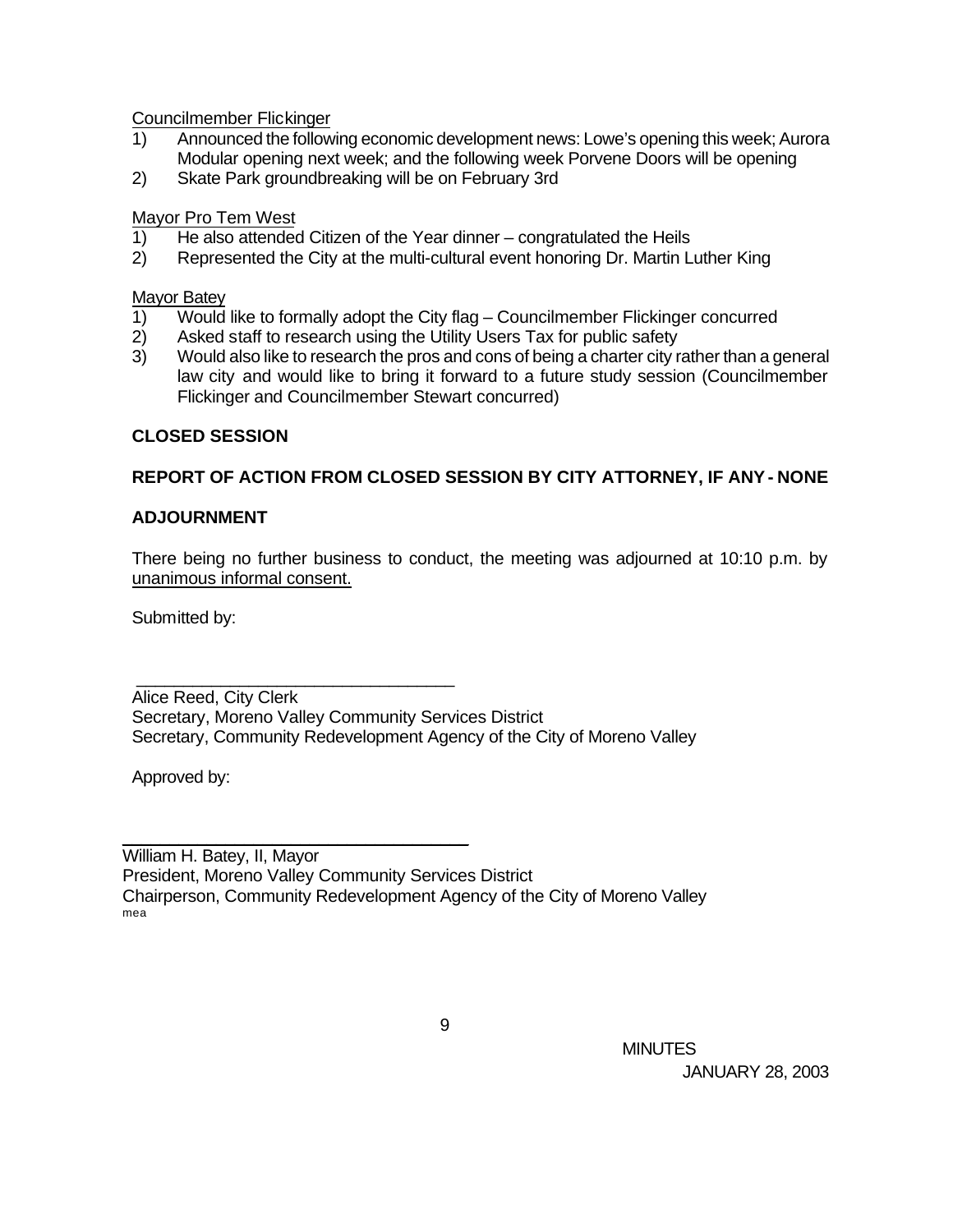Councilmember Flickinger

1) Announced the following economic development news: Lowe's opening this week; Aurora Modular opening next week; and the following week Porvene Doors will be opening
2) Skate Park groundbreaking will be on February 3rd

Mayor Pro Tem West

1) He also attended Citizen of the Year dinner – congratulated the Heils
2) Represented the City at the multi-cultural event honoring Dr. Martin Luther King

Mayor Batey

1) Would like to formally adopt the City flag – Councilmember Flickinger concurred
2) Asked staff to research using the Utility Users Tax for public safety
3) Would also like to research the pros and cons of being a charter city rather than a general law city and would like to bring it forward to a future study session (Councilmember Flickinger and Councilmember Stewart concurred)

**CLOSED SESSION**

**REPORT OF ACTION FROM CLOSED SESSION BY CITY ATTORNEY, IF ANY - NONE**

**ADJOURNMENT**

There being no further business to conduct, the meeting was adjourned at 10:10 p.m. by unanimous informal consent.

Submitted by:

\_\_\_\_\_\_\_\_\_\_\_\_\_\_\_\_\_\_\_\_\_\_\_\_\_\_\_\_\_\_\_\_\_\_\_

Alice Reed, City Clerk
Secretary, Moreno Valley Community Services District
Secretary, Community Redevelopment Agency of the City of Moreno Valley

Approved by:

\_\_\_\_\_\_\_\_\_\_\_\_\_\_\_\_\_\_\_\_\_\_\_\_\_\_\_\_\_\_\_\_\_\_\_

William H. Batey, II, Mayor
President, Moreno Valley Community Services District
Chairperson, Community Redevelopment Agency of the City of Moreno Valley
mea